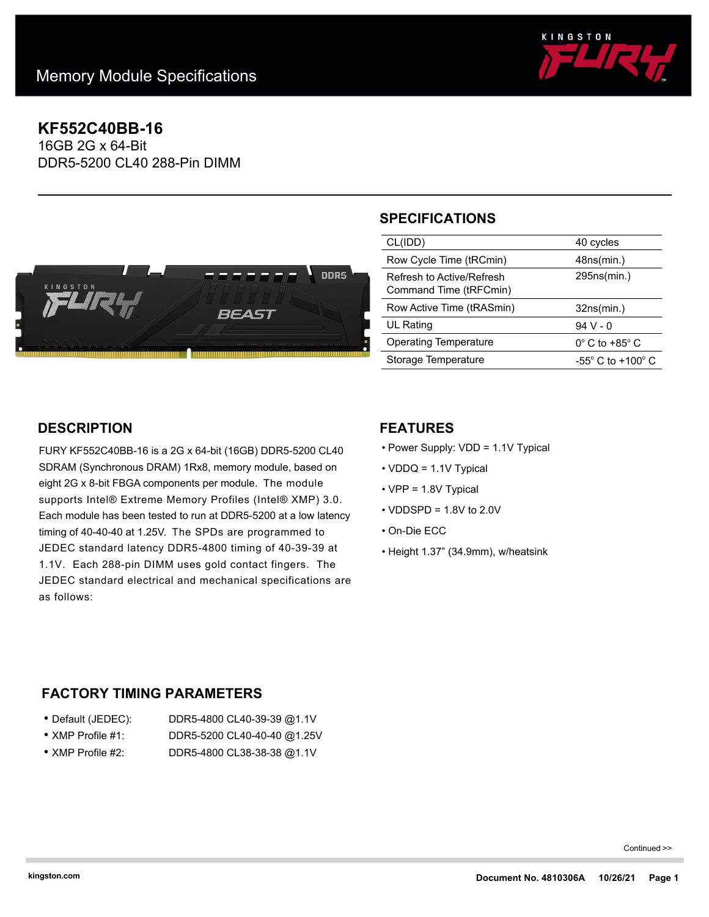Memory Module Specifications

# KF552C40BB-16

16GB 2G x 64-Bit
DDR5-5200 CL40 288-Pin DIMM

## SPECIFICATIONS

| | |
|---|---|
| CL(IDD) | 40 cycles |
| Row Cycle Time (tRCmin) | 48ns(min.) |
| Refresh to Active/Refresh Command Time (tRFCmin) | 295ns(min.) |
| Row Active Time (tRASmin) | 32ns(min.) |
| UL Rating | 94 V - 0 |
| Operating Temperature | 0° C to +85° C |
| Storage Temperature | -55° C to +100° C |

## DESCRIPTION

FURY KF552C40BB-16 is a 2G x 64-bit (16GB) DDR5-5200 CL40 SDRAM (Synchronous DRAM) 1Rx8, memory module, based on eight 2G x 8-bit FBGA components per module. The module supports Intel® Extreme Memory Profiles (Intel® XMP) 3.0. Each module has been tested to run at DDR5-5200 at a low latency timing of 40-40-40 at 1.25V. The SPDs are programmed to JEDEC standard latency DDR5-4800 timing of 40-39-39 at 1.1V. Each 288-pin DIMM uses gold contact fingers. The JEDEC standard electrical and mechanical specifications are as follows:

## FEATURES

- Power Supply: VDD = 1.1V Typical
- VDDQ = 1.1V Typical
- VPP = 1.8V Typical
- VDDSPD = 1.8V to 2.0V
- On-Die ECC
- Height 1.37" (34.9mm), w/heatsink

## FACTORY TIMING PARAMETERS

- Default (JEDEC): DDR5-4800 CL40-39-39 @1.1V
- XMP Profile #1: DDR5-5200 CL40-40-40 @1.25V
- XMP Profile #2: DDR5-4800 CL38-38-38 @1.1V

Continued >>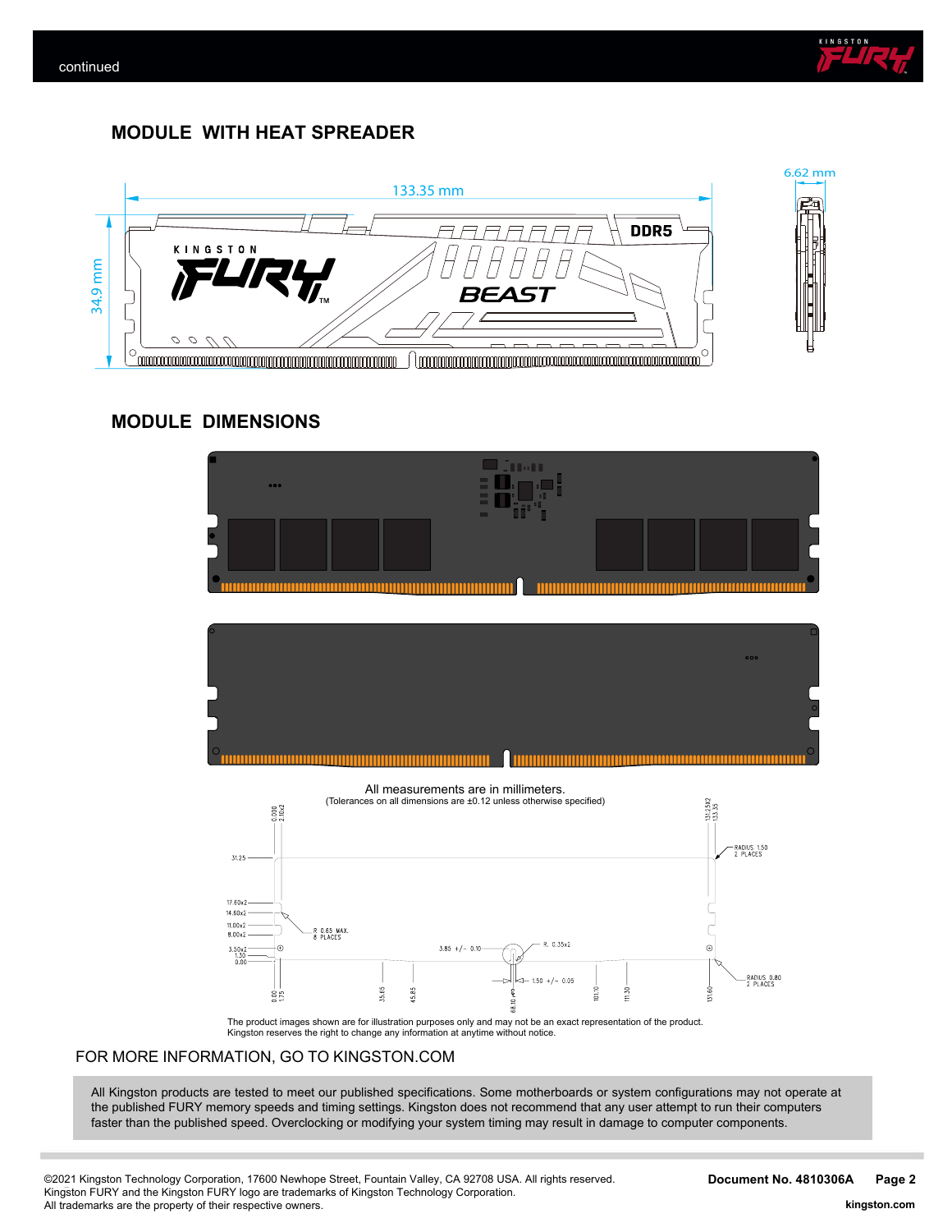continued

## MODULE WITH HEAT SPREADER

133.35 mm

34.9 mm

6.62 mm

## MODULE DIMENSIONS

All measurements are in millimeters.
(Tolerances on all dimensions are ±0.12 unless otherwise specified)

The product images shown are for illustration purposes only and may not be an exact representation of the product.
Kingston reserves the right to change any information at anytime without notice.

FOR MORE INFORMATION, GO TO KINGSTON.COM

All Kingston products are tested to meet our published specifications. Some motherboards or system configurations may not operate at the published FURY memory speeds and timing settings. Kingston does not recommend that any user attempt to run their computers faster than the published speed. Overclocking or modifying your system timing may result in damage to computer components.

©2021 Kingston Technology Corporation, 17600 Newhope Street, Fountain Valley, CA 92708 USA. All rights reserved.
Kingston FURY and the Kingston FURY logo are trademarks of Kingston Technology Corporation.
All trademarks are the property of their respective owners.

**Document No. 4810306A**